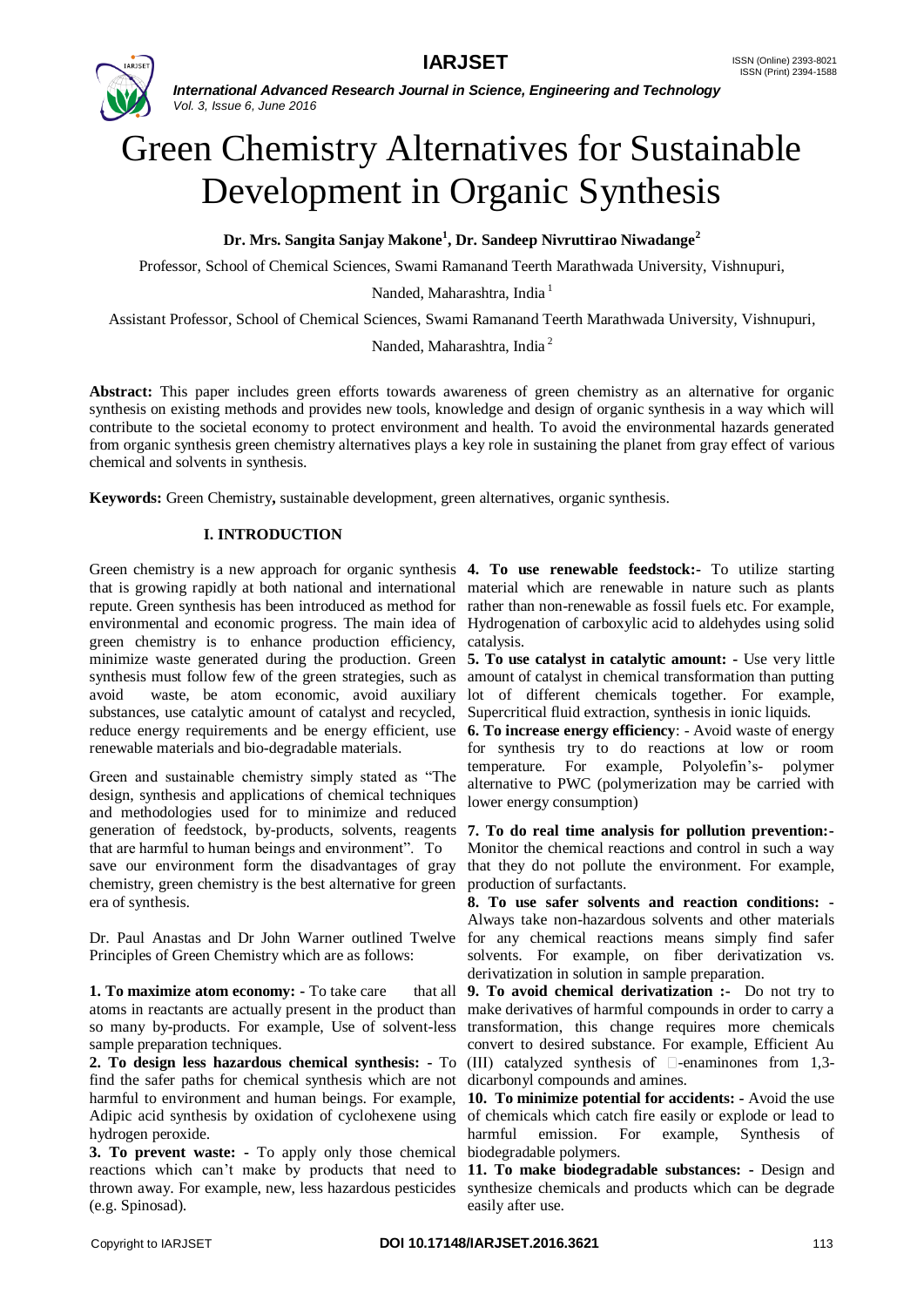# Green Chemistry Alternatives for Sustainable Development in Organic Synthesis

**Dr. Mrs. Sangita Sanjay Makone[1], Dr. Sandeep Nivruttirao Niwadange[2]**

Professor, School of Chemical Sciences, Swami Ramanand Teerth Marathwada University, Vishnupuri, Nanded, Maharashtra, India [1]

Assistant Professor, School of Chemical Sciences, Swami Ramanand Teerth Marathwada University, Vishnupuri, Nanded, Maharashtra, India [2]

**Abstract:** This paper includes green efforts towards awareness of green chemistry as an alternative for organic synthesis on existing methods and provides new tools, knowledge and design of organic synthesis in a way which will contribute to the societal economy to protect environment and health. To avoid the environmental hazards generated from organic synthesis green chemistry alternatives plays a key role in sustaining the planet from gray effect of various chemical and solvents in synthesis.

**Keywords:** Green Chemistry**,** sustainable development, green alternatives, organic synthesis.

## I. INTRODUCTION

Green chemistry is a new approach for organic synthesis that is growing rapidly at both national and international repute. Green synthesis has been introduced as method for environmental and economic progress. The main idea of green chemistry is to enhance production efficiency, minimize waste generated during the production. Green synthesis must follow few of the green strategies, such as avoid waste, be atom economic, avoid auxiliary substances, use catalytic amount of catalyst and recycled, reduce energy requirements and be energy efficient, use renewable materials and bio-degradable materials.

Green and sustainable chemistry simply stated as "The design, synthesis and applications of chemical techniques and methodologies used for to minimize and reduced generation of feedstock, by-products, solvents, reagents that are harmful to human beings and environment". To save our environment form the disadvantages of gray chemistry, green chemistry is the best alternative for green era of synthesis.

Dr. Paul Anastas and Dr John Warner outlined Twelve Principles of Green Chemistry which are as follows:

**1. To maximize atom economy: -** To take care that all atoms in reactants are actually present in the product than so many by-products. For example, Use of solvent-less sample preparation techniques.

**2. To design less hazardous chemical synthesis: -** To find the safer paths for chemical synthesis which are not harmful to environment and human beings. For example, Adipic acid synthesis by oxidation of cyclohexene using hydrogen peroxide.

**3. To prevent waste: -** To apply only those chemical reactions which can't make by products that need to thrown away. For example, new, less hazardous pesticides (e.g. Spinosad).

**4. To use renewable feedstock:-** To utilize starting material which are renewable in nature such as plants rather than non-renewable as fossil fuels etc. For example, Hydrogenation of carboxylic acid to aldehydes using solid catalysis.

**5. To use catalyst in catalytic amount: -** Use very little amount of catalyst in chemical transformation than putting lot of different chemicals together. For example, Supercritical fluid extraction, synthesis in ionic liquids.

**6. To increase energy efficiency**: - Avoid waste of energy for synthesis try to do reactions at low or room temperature. For example, Polyolefin's- polymer alternative to PWC (polymerization may be carried with lower energy consumption)

**7. To do real time analysis for pollution prevention:-** Monitor the chemical reactions and control in such a way that they do not pollute the environment. For example, production of surfactants.

**8. To use safer solvents and reaction conditions: -** Always take non-hazardous solvents and other materials for any chemical reactions means simply find safer solvents. For example, on fiber derivatization vs. derivatization in solution in sample preparation.

**9. To avoid chemical derivatization :-** Do not try to make derivatives of harmful compounds in order to carry a transformation, this change requires more chemicals convert to desired substance. For example, Efficient Au (III) catalyzed synthesis of -enaminones from 1,3-dicarbonyl compounds and amines.

**10. To minimize potential for accidents: -** Avoid the use of chemicals which catch fire easily or explode or lead to harmful emission. For example, Synthesis of biodegradable polymers.

**11. To make biodegradable substances: -** Design and synthesize chemicals and products which can be degrade easily after use.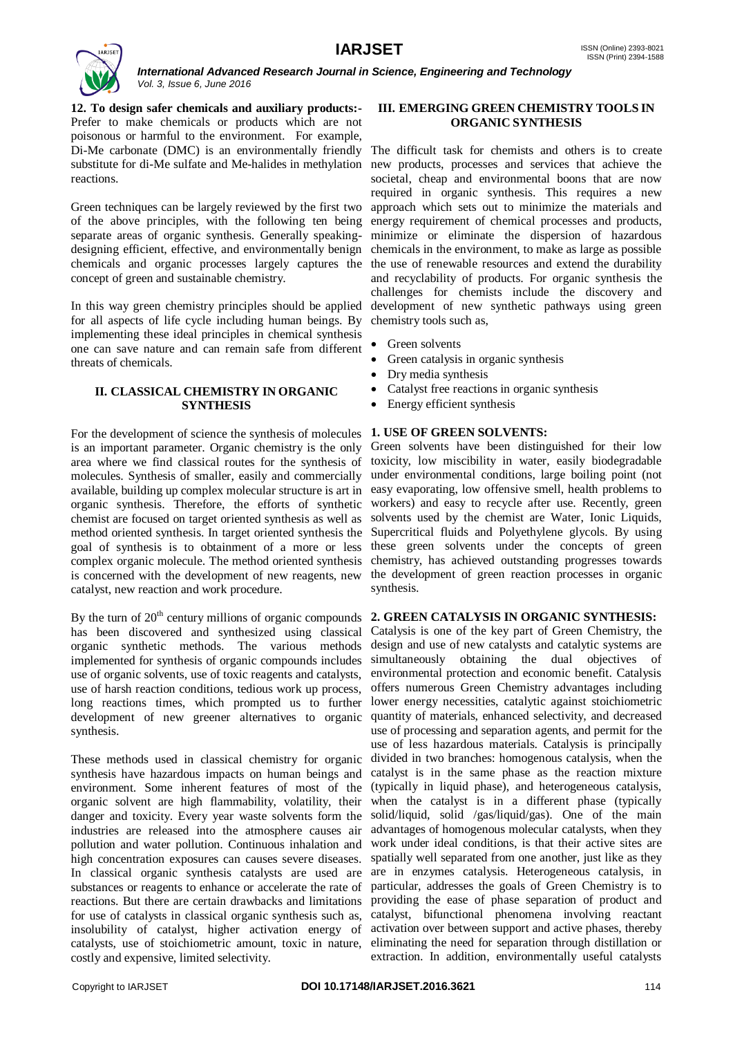**12. To design safer chemicals and auxiliary products:-** Prefer to make chemicals or products which are not poisonous or harmful to the environment. For example, Di-Me carbonate (DMC) is an environmentally friendly substitute for di-Me sulfate and Me-halides in methylation reactions.

Green techniques can be largely reviewed by the first two of the above principles, with the following ten being separate areas of organic synthesis. Generally speaking-designing efficient, effective, and environmentally benign chemicals and organic processes largely captures the concept of green and sustainable chemistry.

In this way green chemistry principles should be applied for all aspects of life cycle including human beings. By implementing these ideal principles in chemical synthesis one can save nature and can remain safe from different threats of chemicals.

## II. CLASSICAL CHEMISTRY IN ORGANIC SYNTHESIS

For the development of science the synthesis of molecules is an important parameter. Organic chemistry is the only area where we find classical routes for the synthesis of molecules. Synthesis of smaller, easily and commercially available, building up complex molecular structure is art in organic synthesis. Therefore, the efforts of synthetic chemist are focused on target oriented synthesis as well as method oriented synthesis. In target oriented synthesis the goal of synthesis is to obtainment of a more or less complex organic molecule. The method oriented synthesis is concerned with the development of new reagents, new catalyst, new reaction and work procedure.

By the turn of 20[th] century millions of organic compounds has been discovered and synthesized using classical organic synthetic methods. The various methods implemented for synthesis of organic compounds includes use of organic solvents, use of toxic reagents and catalysts, use of harsh reaction conditions, tedious work up process, long reactions times, which prompted us to further development of new greener alternatives to organic synthesis.

These methods used in classical chemistry for organic synthesis have hazardous impacts on human beings and environment. Some inherent features of most of the organic solvent are high flammability, volatility, their danger and toxicity. Every year waste solvents form the industries are released into the atmosphere causes air pollution and water pollution. Continuous inhalation and high concentration exposures can causes severe diseases. In classical organic synthesis catalysts are used are substances or reagents to enhance or accelerate the rate of reactions. But there are certain drawbacks and limitations for use of catalysts in classical organic synthesis such as, insolubility of catalyst, higher activation energy of catalysts, use of stoichiometric amount, toxic in nature, costly and expensive, limited selectivity.

## III. EMERGING GREEN CHEMISTRY TOOLS IN ORGANIC SYNTHESIS

The difficult task for chemists and others is to create new products, processes and services that achieve the societal, cheap and environmental boons that are now required in organic synthesis. This requires a new approach which sets out to minimize the materials and energy requirement of chemical processes and products, minimize or eliminate the dispersion of hazardous chemicals in the environment, to make as large as possible the use of renewable resources and extend the durability and recyclability of products. For organic synthesis the challenges for chemists include the discovery and development of new synthetic pathways using green chemistry tools such as,

- Green solvents
- Green catalysis in organic synthesis
- Dry media synthesis
- Catalyst free reactions in organic synthesis
- Energy efficient synthesis

### 1. USE OF GREEN SOLVENTS:

Green solvents have been distinguished for their low toxicity, low miscibility in water, easily biodegradable under environmental conditions, large boiling point (not easy evaporating, low offensive smell, health problems to workers) and easy to recycle after use. Recently, green solvents used by the chemist are Water, Ionic Liquids, Supercritical fluids and Polyethylene glycols. By using these green solvents under the concepts of green chemistry, has achieved outstanding progresses towards the development of green reaction processes in organic synthesis.

### 2. GREEN CATALYSIS IN ORGANIC SYNTHESIS:

Catalysis is one of the key part of Green Chemistry, the design and use of new catalysts and catalytic systems are simultaneously obtaining the dual objectives of environmental protection and economic benefit. Catalysis offers numerous Green Chemistry advantages including lower energy necessities, catalytic against stoichiometric quantity of materials, enhanced selectivity, and decreased use of processing and separation agents, and permit for the use of less hazardous materials. Catalysis is principally divided in two branches: homogenous catalysis, when the catalyst is in the same phase as the reaction mixture (typically in liquid phase), and heterogeneous catalysis, when the catalyst is in a different phase (typically solid/liquid, solid /gas/liquid/gas). One of the main advantages of homogenous molecular catalysts, when they work under ideal conditions, is that their active sites are spatially well separated from one another, just like as they are in enzymes catalysis. Heterogeneous catalysis, in particular, addresses the goals of Green Chemistry is to providing the ease of phase separation of product and catalyst, bifunctional phenomena involving reactant activation over between support and active phases, thereby eliminating the need for separation through distillation or extraction. In addition, environmentally useful catalysts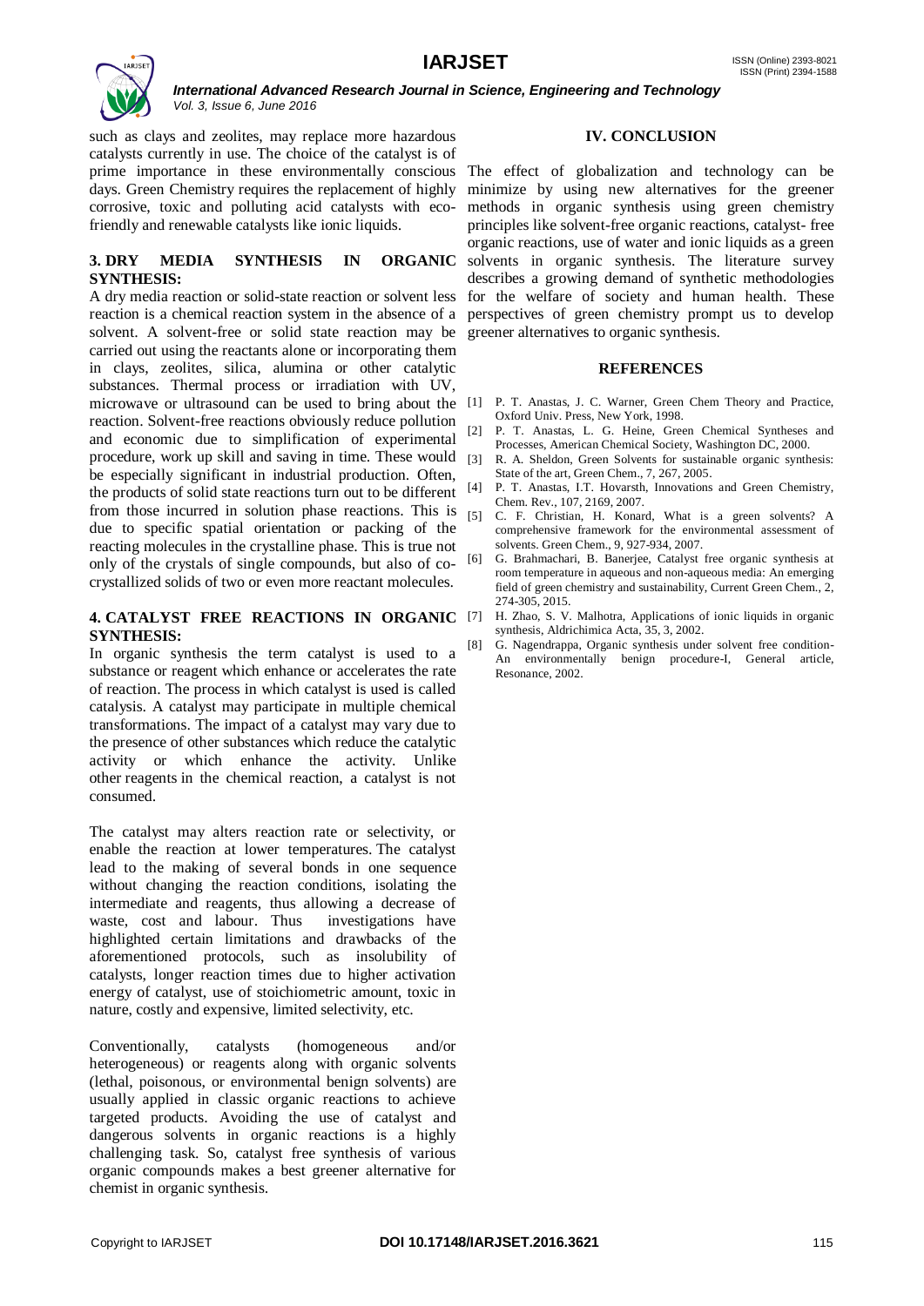such as clays and zeolites, may replace more hazardous catalysts currently in use. The choice of the catalyst is of prime importance in these environmentally conscious days. Green Chemistry requires the replacement of highly corrosive, toxic and polluting acid catalysts with eco-friendly and renewable catalysts like ionic liquids.

### 3. DRY MEDIA SYNTHESIS IN ORGANIC SYNTHESIS:

A dry media reaction or solid-state reaction or solvent less reaction is a chemical reaction system in the absence of a solvent. A solvent-free or solid state reaction may be carried out using the reactants alone or incorporating them in clays, zeolites, silica, alumina or other catalytic substances. Thermal process or irradiation with UV, microwave or ultrasound can be used to bring about the reaction. Solvent-free reactions obviously reduce pollution and economic due to simplification of experimental procedure, work up skill and saving in time. These would be especially significant in industrial production. Often, the products of solid state reactions turn out to be different from those incurred in solution phase reactions. This is due to specific spatial orientation or packing of the reacting molecules in the crystalline phase. This is true not only of the crystals of single compounds, but also of co-crystallized solids of two or even more reactant molecules.

### 4. CATALYST FREE REACTIONS IN ORGANIC SYNTHESIS:

In organic synthesis the term catalyst is used to a substance or reagent which enhance or accelerates the rate of reaction. The process in which catalyst is used is called catalysis. A catalyst may participate in multiple chemical transformations. The impact of a catalyst may vary due to the presence of other substances which reduce the catalytic activity or which enhance the activity. Unlike other reagents in the chemical reaction, a catalyst is not consumed.

The catalyst may alters reaction rate or selectivity, or enable the reaction at lower temperatures. The catalyst lead to the making of several bonds in one sequence without changing the reaction conditions, isolating the intermediate and reagents, thus allowing a decrease of waste, cost and labour. Thus investigations have highlighted certain limitations and drawbacks of the aforementioned protocols, such as insolubility of catalysts, longer reaction times due to higher activation energy of catalyst, use of stoichiometric amount, toxic in nature, costly and expensive, limited selectivity, etc.

Conventionally, catalysts (homogeneous and/or heterogeneous) or reagents along with organic solvents (lethal, poisonous, or environmental benign solvents) are usually applied in classic organic reactions to achieve targeted products. Avoiding the use of catalyst and dangerous solvents in organic reactions is a highly challenging task. So, catalyst free synthesis of various organic compounds makes a best greener alternative for chemist in organic synthesis.

## IV. CONCLUSION

The effect of globalization and technology can be minimize by using new alternatives for the greener methods in organic synthesis using green chemistry principles like solvent-free organic reactions, catalyst- free organic reactions, use of water and ionic liquids as a green solvents in organic synthesis. The literature survey describes a growing demand of synthetic methodologies for the welfare of society and human health. These perspectives of green chemistry prompt us to develop greener alternatives to organic synthesis.

## REFERENCES

[1] P. T. Anastas, J. C. Warner, Green Chem Theory and Practice, Oxford Univ. Press, New York, 1998.

[2] P. T. Anastas, L. G. Heine, Green Chemical Syntheses and Processes, American Chemical Society, Washington DC, 2000.

[3] R. A. Sheldon, Green Solvents for sustainable organic synthesis: State of the art, Green Chem., 7, 267, 2005.

[4] P. T. Anastas, I.T. Hovarsth, Innovations and Green Chemistry, Chem. Rev., 107, 2169, 2007.

[5] C. F. Christian, H. Konard, What is a green solvents? A comprehensive framework for the environmental assessment of solvents. Green Chem., 9, 927-934, 2007.

[6] G. Brahmachari, B. Banerjee, Catalyst free organic synthesis at room temperature in aqueous and non-aqueous media: An emerging field of green chemistry and sustainability, Current Green Chem., 2, 274-305, 2015.

[7] H. Zhao, S. V. Malhotra, Applications of ionic liquids in organic synthesis, Aldrichimica Acta, 35, 3, 2002.

[8] G. Nagendrappa, Organic synthesis under solvent free condition- An environmentally benign procedure-I, General article, Resonance, 2002.